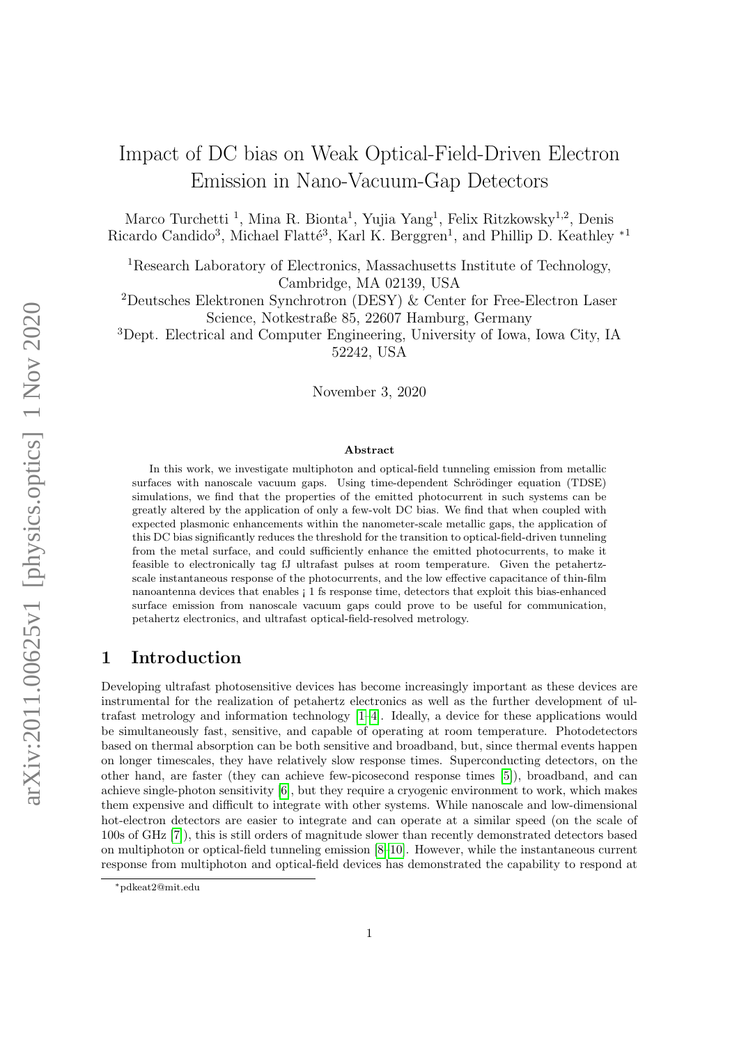# Impact of DC bias on Weak Optical-Field-Driven Electron Emission in Nano-Vacuum-Gap Detectors

Marco Turchetti [1], Mina R. Bionta[1], Yujia Yang[1], Felix Ritzkowsky[1,2], Denis Ricardo Candido[3], Michael Flatté[3], Karl K. Berggren[1], and Phillip D. Keathley [*1]

[1]Research Laboratory of Electronics, Massachusetts Institute of Technology, Cambridge, MA 02139, USA

[2]Deutsches Elektronen Synchrotron (DESY) & Center for Free-Electron Laser Science, Notkestraße 85, 22607 Hamburg, Germany

[3]Dept. Electrical and Computer Engineering, University of Iowa, Iowa City, IA 52242, USA

November 3, 2020

### Abstract

In this work, we investigate multiphoton and optical-field tunneling emission from metallic surfaces with nanoscale vacuum gaps. Using time-dependent Schrödinger equation (TDSE) simulations, we find that the properties of the emitted photocurrent in such systems can be greatly altered by the application of only a few-volt DC bias. We find that when coupled with expected plasmonic enhancements within the nanometer-scale metallic gaps, the application of this DC bias significantly reduces the threshold for the transition to optical-field-driven tunneling from the metal surface, and could sufficiently enhance the emitted photocurrents, to make it feasible to electronically tag fJ ultrafast pulses at room temperature. Given the petahertz-scale instantaneous response of the photocurrents, and the low effective capacitance of thin-film nanoantenna devices that enables ¡ 1 fs response time, detectors that exploit this bias-enhanced surface emission from nanoscale vacuum gaps could prove to be useful for communication, petahertz electronics, and ultrafast optical-field-resolved metrology.

## 1 Introduction

Developing ultrafast photosensitive devices has become increasingly important as these devices are instrumental for the realization of petahertz electronics as well as the further development of ultrafast metrology and information technology [1–4]. Ideally, a device for these applications would be simultaneously fast, sensitive, and capable of operating at room temperature. Photodetectors based on thermal absorption can be both sensitive and broadband, but, since thermal events happen on longer timescales, they have relatively slow response times. Superconducting detectors, on the other hand, are faster (they can achieve few-picosecond response times [5]), broadband, and can achieve single-photon sensitivity [6], but they require a cryogenic environment to work, which makes them expensive and difficult to integrate with other systems. While nanoscale and low-dimensional hot-electron detectors are easier to integrate and can operate at a similar speed (on the scale of 100s of GHz [7]), this is still orders of magnitude slower than recently demonstrated detectors based on multiphoton or optical-field tunneling emission [8–10]. However, while the instantaneous current response from multiphoton and optical-field devices has demonstrated the capability to respond at

*pdkeat2@mit.edu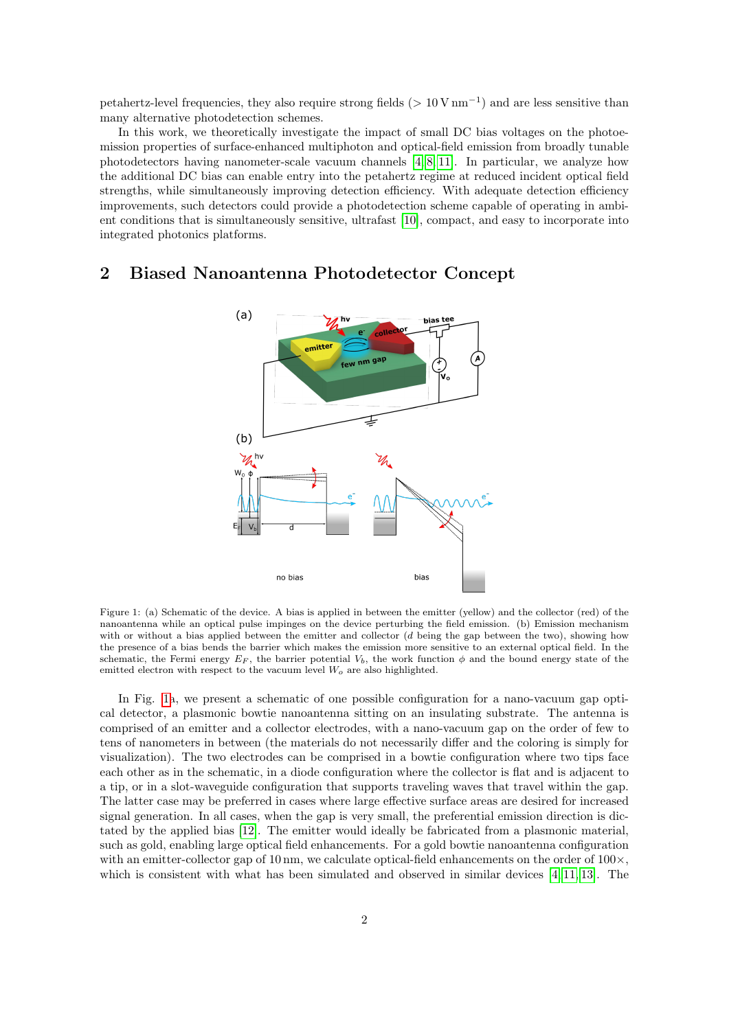petahertz-level frequencies, they also require strong fields (> 10 V nm$^{-1}$) and are less sensitive than many alternative photodetection schemes.

In this work, we theoretically investigate the impact of small DC bias voltages on the photoemission properties of surface-enhanced multiphoton and optical-field emission from broadly tunable photodetectors having nanometer-scale vacuum channels [4, 8, 11]. In particular, we analyze how the additional DC bias can enable entry into the petahertz regime at reduced incident optical field strengths, while simultaneously improving detection efficiency. With adequate detection efficiency improvements, such detectors could provide a photodetection scheme capable of operating in ambient conditions that is simultaneously sensitive, ultrafast [10], compact, and easy to incorporate into integrated photonics platforms.

## 2 Biased Nanoantenna Photodetector Concept

Figure 1: (a) Schematic of the device. A bias is applied in between the emitter (yellow) and the collector (red) of the nanoantenna while an optical pulse impinges on the device perturbing the field emission. (b) Emission mechanism with or without a bias applied between the emitter and collector ($d$ being the gap between the two), showing how the presence of a bias bends the barrier which makes the emission more sensitive to an external optical field. In the schematic, the Fermi energy $E_F$, the barrier potential $V_b$, the work function $\phi$ and the bound energy state of the emitted electron with respect to the vacuum level $W_o$ are also highlighted.

In Fig. 1a, we present a schematic of one possible configuration for a nano-vacuum gap optical detector, a plasmonic bowtie nanoantenna sitting on an insulating substrate. The antenna is comprised of an emitter and a collector electrodes, with a nano-vacuum gap on the order of few to tens of nanometers in between (the materials do not necessarily differ and the coloring is simply for visualization). The two electrodes can be comprised in a bowtie configuration where two tips face each other as in the schematic, in a diode configuration where the collector is flat and is adjacent to a tip, or in a slot-waveguide configuration that supports traveling waves that travel within the gap. The latter case may be preferred in cases where large effective surface areas are desired for increased signal generation. In all cases, when the gap is very small, the preferential emission direction is dictated by the applied bias [12]. The emitter would ideally be fabricated from a plasmonic material, such as gold, enabling large optical field enhancements. For a gold bowtie nanoantenna configuration with an emitter-collector gap of 10 nm, we calculate optical-field enhancements on the order of 100×, which is consistent with what has been simulated and observed in similar devices [4, 11, 13]. The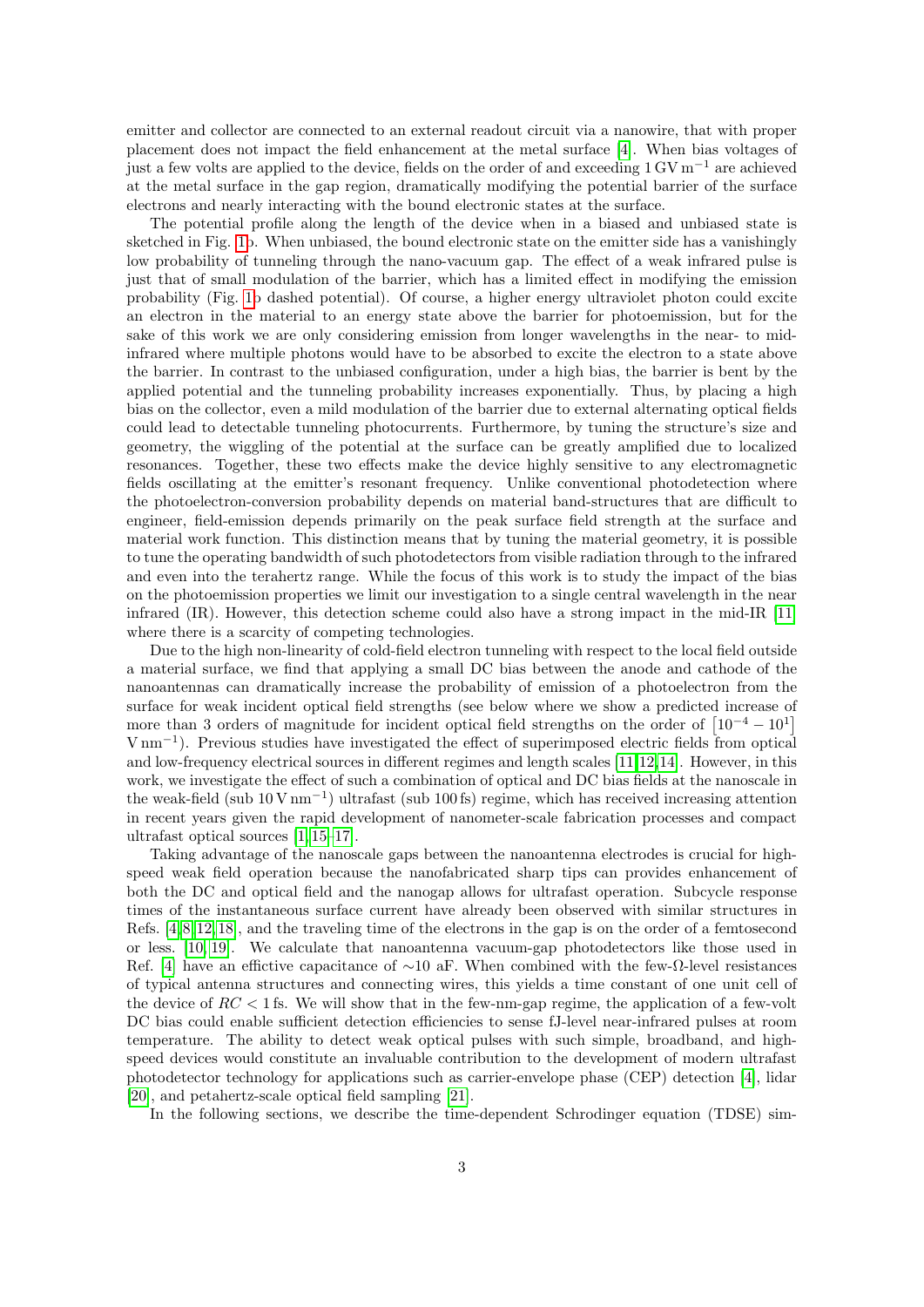emitter and collector are connected to an external readout circuit via a nanowire, that with proper placement does not impact the field enhancement at the metal surface [4]. When bias voltages of just a few volts are applied to the device, fields on the order of and exceeding $1\,\mathrm{GV\,m^{-1}}$ are achieved at the metal surface in the gap region, dramatically modifying the potential barrier of the surface electrons and nearly interacting with the bound electronic states at the surface.

The potential profile along the length of the device when in a biased and unbiased state is sketched in Fig. 1b. When unbiased, the bound electronic state on the emitter side has a vanishingly low probability of tunneling through the nano-vacuum gap. The effect of a weak infrared pulse is just that of small modulation of the barrier, which has a limited effect in modifying the emission probability (Fig. 1b dashed potential). Of course, a higher energy ultraviolet photon could excite an electron in the material to an energy state above the barrier for photoemission, but for the sake of this work we are only considering emission from longer wavelengths in the near- to mid-infrared where multiple photons would have to be absorbed to excite the electron to a state above the barrier. In contrast to the unbiased configuration, under a high bias, the barrier is bent by the applied potential and the tunneling probability increases exponentially. Thus, by placing a high bias on the collector, even a mild modulation of the barrier due to external alternating optical fields could lead to detectable tunneling photocurrents. Furthermore, by tuning the structure's size and geometry, the wiggling of the potential at the surface can be greatly amplified due to localized resonances. Together, these two effects make the device highly sensitive to any electromagnetic fields oscillating at the emitter's resonant frequency. Unlike conventional photodetection where the photoelectron-conversion probability depends on material band-structures that are difficult to engineer, field-emission depends primarily on the peak surface field strength at the surface and material work function. This distinction means that by tuning the material geometry, it is possible to tune the operating bandwidth of such photodetectors from visible radiation through to the infrared and even into the terahertz range. While the focus of this work is to study the impact of the bias on the photoemission properties we limit our investigation to a single central wavelength in the near infrared (IR). However, this detection scheme could also have a strong impact in the mid-IR [11] where there is a scarcity of competing technologies.

Due to the high non-linearity of cold-field electron tunneling with respect to the local field outside a material surface, we find that applying a small DC bias between the anode and cathode of the nanoantennas can dramatically increase the probability of emission of a photoelectron from the surface for weak incident optical field strengths (see below where we show a predicted increase of more than 3 orders of magnitude for incident optical field strengths on the order of $[10^{-4} - 10^{1}]$ $\mathrm{V\,nm^{-1}}$). Previous studies have investigated the effect of superimposed electric fields from optical and low-frequency electrical sources in different regimes and length scales [11,12,14]. However, in this work, we investigate the effect of such a combination of optical and DC bias fields at the nanoscale in the weak-field (sub $10\,\mathrm{V\,nm^{-1}}$) ultrafast (sub 100 fs) regime, which has received increasing attention in recent years given the rapid development of nanometer-scale fabrication processes and compact ultrafast optical sources [1,15–17].

Taking advantage of the nanoscale gaps between the nanoantenna electrodes is crucial for high-speed weak field operation because the nanofabricated sharp tips can provides enhancement of both the DC and optical field and the nanogap allows for ultrafast operation. Subcycle response times of the instantaneous surface current have already been observed with similar structures in Refs. [4,8,12,18], and the traveling time of the electrons in the gap is on the order of a femtosecond or less. [10,19]. We calculate that nanoantenna vacuum-gap photodetectors like those used in Ref. [4] have an effective capacitance of $\sim$10 aF. When combined with the few-$\Omega$-level resistances of typical antenna structures and connecting wires, this yields a time constant of one unit cell of the device of $RC < 1\,\mathrm{fs}$. We will show that in the few-nm-gap regime, the application of a few-volt DC bias could enable sufficient detection efficiencies to sense fJ-level near-infrared pulses at room temperature. The ability to detect weak optical pulses with such simple, broadband, and high-speed devices would constitute an invaluable contribution to the development of modern ultrafast photodetector technology for applications such as carrier-envelope phase (CEP) detection [4], lidar [20], and petahertz-scale optical field sampling [21].

In the following sections, we describe the time-dependent Schrodinger equation (TDSE) sim-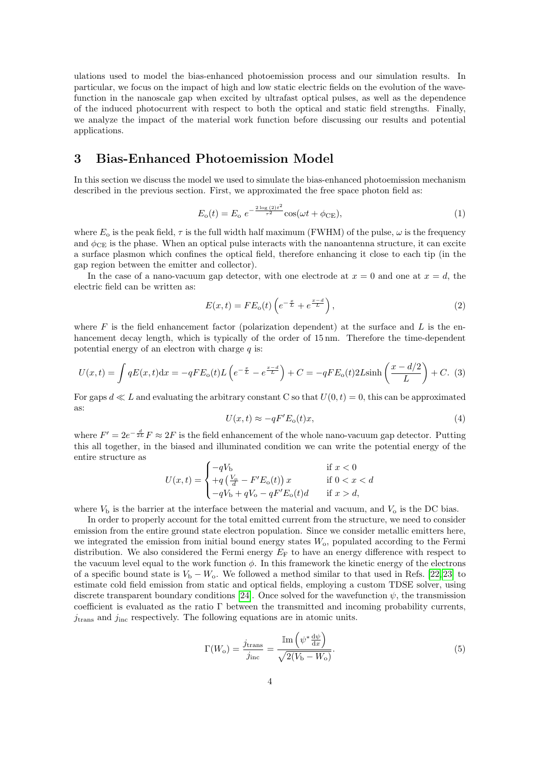ulations used to model the bias-enhanced photoemission process and our simulation results. In particular, we focus on the impact of high and low static electric fields on the evolution of the wavefunction in the nanoscale gap when excited by ultrafast optical pulses, as well as the dependence of the induced photocurrent with respect to both the optical and static field strengths. Finally, we analyze the impact of the material work function before discussing our results and potential applications.

## 3 Bias-Enhanced Photoemission Model

In this section we discuss the model we used to simulate the bias-enhanced photoemission mechanism described in the previous section. First, we approximated the free space photon field as:

$$E_{\mathrm{o}}(t) = E_{\mathrm{o}}\; e^{-\frac{2\log(2)t^2}{\tau^2}} \cos(\omega t + \phi_{\mathrm{CE}}), \tag{1}$$

where $E_{\mathrm{o}}$ is the peak field, $\tau$ is the full width half maximum (FWHM) of the pulse, $\omega$ is the frequency and $\phi_{\mathrm{CE}}$ is the phase. When an optical pulse interacts with the nanoantenna structure, it can excite a surface plasmon which confines the optical field, therefore enhancing it close to each tip (in the gap region between the emitter and collector).

In the case of a nano-vacuum gap detector, with one electrode at $x = 0$ and one at $x = d$, the electric field can be written as:

$$E(x,t) = F E_{\mathrm{o}}(t)\left(e^{-\frac{x}{L}} + e^{\frac{x-d}{L}}\right), \tag{2}$$

where $F$ is the field enhancement factor (polarization dependent) at the surface and $L$ is the enhancement decay length, which is typically of the order of 15 nm. Therefore the time-dependent potential energy of an electron with charge $q$ is:

$$U(x,t) = \int qE(x,t)\mathrm{d}x = -qFE_{\mathrm{o}}(t)L\left(e^{-\frac{x}{L}} - e^{\frac{x-d}{L}}\right) + C = -qFE_{\mathrm{o}}(t)2L\sinh\left(\frac{x-d/2}{L}\right) + C. \tag{3}$$

For gaps $d \ll L$ and evaluating the arbitrary constant C so that $U(0,t) = 0$, this can be approximated as:

$$U(x,t) \approx -qF'E_{\mathrm{o}}(t)x, \tag{4}$$

where $F' = 2e^{-\frac{d}{2L}}F \approx 2F$ is the field enhancement of the whole nano-vacuum gap detector. Putting this all together, in the biased and illuminated condition we can write the potential energy of the entire structure as

$$U(x,t) = \begin{cases} -qV_{\mathrm{b}} & \text{if } x < 0 \\ +q\left(\frac{V_{\mathrm{o}}}{d} - F'E_{\mathrm{o}}(t)\right)x & \text{if } 0 < x < d \\ -qV_{\mathrm{b}} + qV_{\mathrm{o}} - qF'E_{\mathrm{o}}(t)d & \text{if } x > d, \end{cases}$$

where $V_{\mathrm{b}}$ is the barrier at the interface between the material and vacuum, and $V_{\mathrm{o}}$ is the DC bias.

In order to properly account for the total emitted current from the structure, we need to consider emission from the entire ground state electron population. Since we consider metallic emitters here, we integrated the emission from initial bound energy states $W_{\mathrm{o}}$, populated according to the Fermi distribution. We also considered the Fermi energy $E_{\mathrm{F}}$ to have an energy difference with respect to the vacuum level equal to the work function $\phi$. In this framework the kinetic energy of the electrons of a specific bound state is $V_{\mathrm{b}} - W_{\mathrm{o}}$. We followed a method similar to that used in Refs. [22, 23] to estimate cold field emission from static and optical fields, employing a custom TDSE solver, using discrete transparent boundary conditions [24]. Once solved for the wavefunction $\psi$, the transmission coefficient is evaluated as the ratio $\Gamma$ between the transmitted and incoming probability currents, $j_{\mathrm{trans}}$ and $j_{\mathrm{inc}}$ respectively. The following equations are in atomic units.

$$\Gamma(W_{\mathrm{o}}) = \frac{j_{\mathrm{trans}}}{j_{\mathrm{inc}}} = \frac{\mathbb{Im}\left(\psi^* \frac{\mathrm{d}\psi}{\mathrm{d}x}\right)}{\sqrt{2(V_{\mathrm{b}} - W_{\mathrm{o}})}}. \tag{5}$$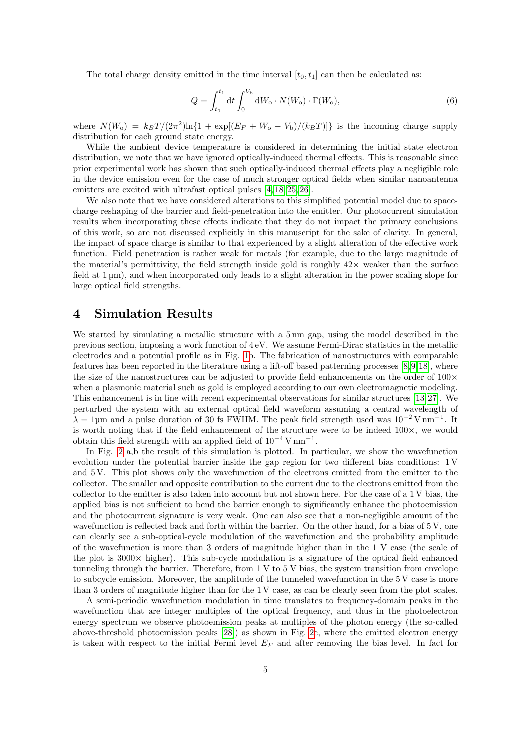The total charge density emitted in the time interval $[t_0, t_1]$ can then be calculated as:

$$Q = \int_{t_0}^{t_1} \mathrm{d}t \int_0^{V_\mathrm{b}} \mathrm{d}W_\mathrm{o} \cdot N(W_\mathrm{o}) \cdot \Gamma(W_\mathrm{o}), \tag{6}$$

where $N(W_\mathrm{o}) = k_B T/(2\pi^2)\ln\{1 + \exp[(E_F + W_\mathrm{o} - V_\mathrm{b})/(k_B T)]\}$ is the incoming charge supply distribution for each ground state energy.

While the ambient device temperature is considered in determining the initial state electron distribution, we note that we have ignored optically-induced thermal effects. This is reasonable since prior experimental work has shown that such optically-induced thermal effects play a negligible role in the device emission even for the case of much stronger optical fields when similar nanoantenna emitters are excited with ultrafast optical pulses [4, 18, 25, 26].

We also note that we have considered alterations to this simplified potential model due to space-charge reshaping of the barrier and field-penetration into the emitter. Our photocurrent simulation results when incorporating these effects indicate that they do not impact the primary conclusions of this work, so are not discussed explicitly in this manuscript for the sake of clarity. In general, the impact of space charge is similar to that experienced by a slight alteration of the effective work function. Field penetration is rather weak for metals (for example, due to the large magnitude of the material's permittivity, the field strength inside gold is roughly $42\times$ weaker than the surface field at 1 µm), and when incorporated only leads to a slight alteration in the power scaling slope for large optical field strengths.

# 4 Simulation Results

We started by simulating a metallic structure with a 5 nm gap, using the model described in the previous section, imposing a work function of 4 eV. We assume Fermi-Dirac statistics in the metallic electrodes and a potential profile as in Fig. 1b. The fabrication of nanostructures with comparable features has been reported in the literature using a lift-off based patterning processes [8, 9, 18], where the size of the nanostructures can be adjusted to provide field enhancements on the order of $100\times$ when a plasmonic material such as gold is employed according to our own electromagnetic modeling. This enhancement is in line with recent experimental observations for similar structures [13, 27]. We perturbed the system with an external optical field waveform assuming a central wavelength of $\lambda = 1$µm and a pulse duration of 30 fs FWHM. The peak field strength used was $10^{-2}\,\mathrm{V\,nm^{-1}}$. It is worth noting that if the field enhancement of the structure were to be indeed $100\times$, we would obtain this field strength with an applied field of $10^{-4}\,\mathrm{V\,nm^{-1}}$.

In Fig. 2 a,b the result of this simulation is plotted. In particular, we show the wavefunction evolution under the potential barrier inside the gap region for two different bias conditions: 1 V and 5 V. This plot shows only the wavefunction of the electrons emitted from the emitter to the collector. The smaller and opposite contribution to the current due to the electrons emitted from the collector to the emitter is also taken into account but not shown here. For the case of a 1 V bias, the applied bias is not sufficient to bend the barrier enough to significantly enhance the photoemission and the photocurrent signature is very weak. One can also see that a non-negligible amount of the wavefunction is reflected back and forth within the barrier. On the other hand, for a bias of 5 V, one can clearly see a sub-optical-cycle modulation of the wavefunction and the probability amplitude of the wavefunction is more than 3 orders of magnitude higher than in the 1 V case (the scale of the plot is $3000\times$ higher). This sub-cycle modulation is a signature of the optical field enhanced tunneling through the barrier. Therefore, from 1 V to 5 V bias, the system transition from envelope to subcycle emission. Moreover, the amplitude of the tunneled wavefunction in the 5 V case is more than 3 orders of magnitude higher than for the 1 V case, as can be clearly seen from the plot scales.

A semi-periodic wavefunction modulation in time translates to frequency-domain peaks in the wavefunction that are integer multiples of the optical frequency, and thus in the photoelectron energy spectrum we observe photoemission peaks at multiples of the photon energy (the so-called above-threshold photoemission peaks [28]) as shown in Fig. 2c, where the emitted electron energy is taken with respect to the initial Fermi level $E_F$ and after removing the bias level. In fact for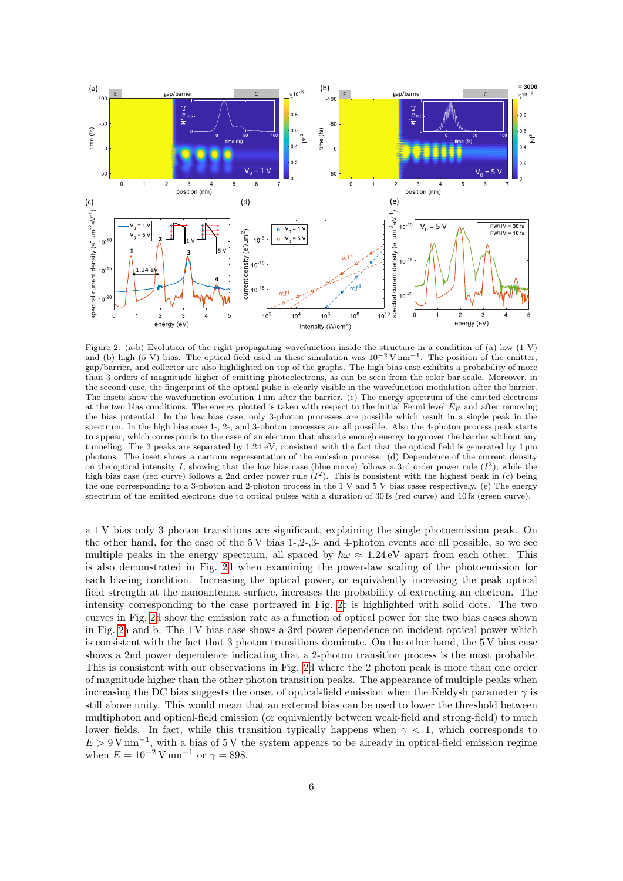Figure 2: (a-b) Evolution of the right propagating wavefunction inside the structure in a condition of (a) low (1 V) and (b) high (5 V) bias. The optical field used in these simulation was $10^{-2}\,\mathrm{V\,nm^{-1}}$. The position of the emitter, gap/barrier, and collector are also highlighted on top of the graphs. The high bias case exhibits a probability of more than 3 orders of magnitude higher of emitting photoelectrons, as can be seen from the color bar scale. Moreover, in the second case, the fingerprint of the optical pulse is clearly visible in the wavefunction modulation after the barrier. The insets show the wavefunction evolution 1 nm after the barrier. (c) The energy spectrum of the emitted electrons at the two bias conditions. The energy plotted is taken with respect to the initial Fermi level $E_F$ and after removing the bias potential. In the low bias case, only 3-photon processes are possible which result in a single peak in the spectrum. In the high bias case 1-, 2-, and 3-photon processes are all possible. Also the 4-photon process peak starts to appear, which corresponds to the case of an electron that absorbs enough energy to go over the barrier without any tunneling. The 3 peaks are separated by 1.24 eV, consistent with the fact that the optical field is generated by 1 µm photons. The inset shows a cartoon representation of the emission process. (d) Dependence of the current density on the optical intensity $I$, showing that the low bias case (blue curve) follows a 3rd order power rule ($I^3$), while the high bias case (red curve) follows a 2nd order power rule ($I^2$). This is consistent with the highest peak in (c) being the one corresponding to a 3-photon and 2-photon process in the 1 V and 5 V bias cases respectively. (e) The energy spectrum of the emitted electrons due to optical pulses with a duration of 30 fs (red curve) and 10 fs (green curve).

a 1 V bias only 3 photon transitions are significant, explaining the single photoemission peak. On the other hand, for the case of the 5 V bias 1-,2-,3- and 4-photon events are all possible, so we see multiple peaks in the energy spectrum, all spaced by $\hbar\omega \approx 1.24\,\mathrm{eV}$ apart from each other. This is also demonstrated in Fig. 2d when examining the power-law scaling of the photoemission for each biasing condition. Increasing the optical power, or equivalently increasing the peak optical field strength at the nanoantenna surface, increases the probability of extracting an electron. The intensity corresponding to the case portrayed in Fig. 2c is highlighted with solid dots. The two curves in Fig. 2d show the emission rate as a function of optical power for the two bias cases shown in Fig. 2a and b. The 1 V bias case shows a 3rd power dependence on incident optical power which is consistent with the fact that 3 photon transitions dominate. On the other hand, the 5 V bias case shows a 2nd power dependence indicating that a 2-photon transition process is the most probable. This is consistent with our observations in Fig. 2d where the 2 photon peak is more than one order of magnitude higher than the other photon transition peaks. The appearance of multiple peaks when increasing the DC bias suggests the onset of optical-field emission when the Keldysh parameter $\gamma$ is still above unity. This would mean that an external bias can be used to lower the threshold between multiphoton and optical-field emission (or equivalently between weak-field and strong-field) to much lower fields. In fact, while this transition typically happens when $\gamma < 1$, which corresponds to $E > 9\,\mathrm{V\,nm^{-1}}$, with a bias of 5 V the system appears to be already in optical-field emission regime when $E = 10^{-2}\,\mathrm{V\,nm^{-1}}$ or $\gamma = 898$.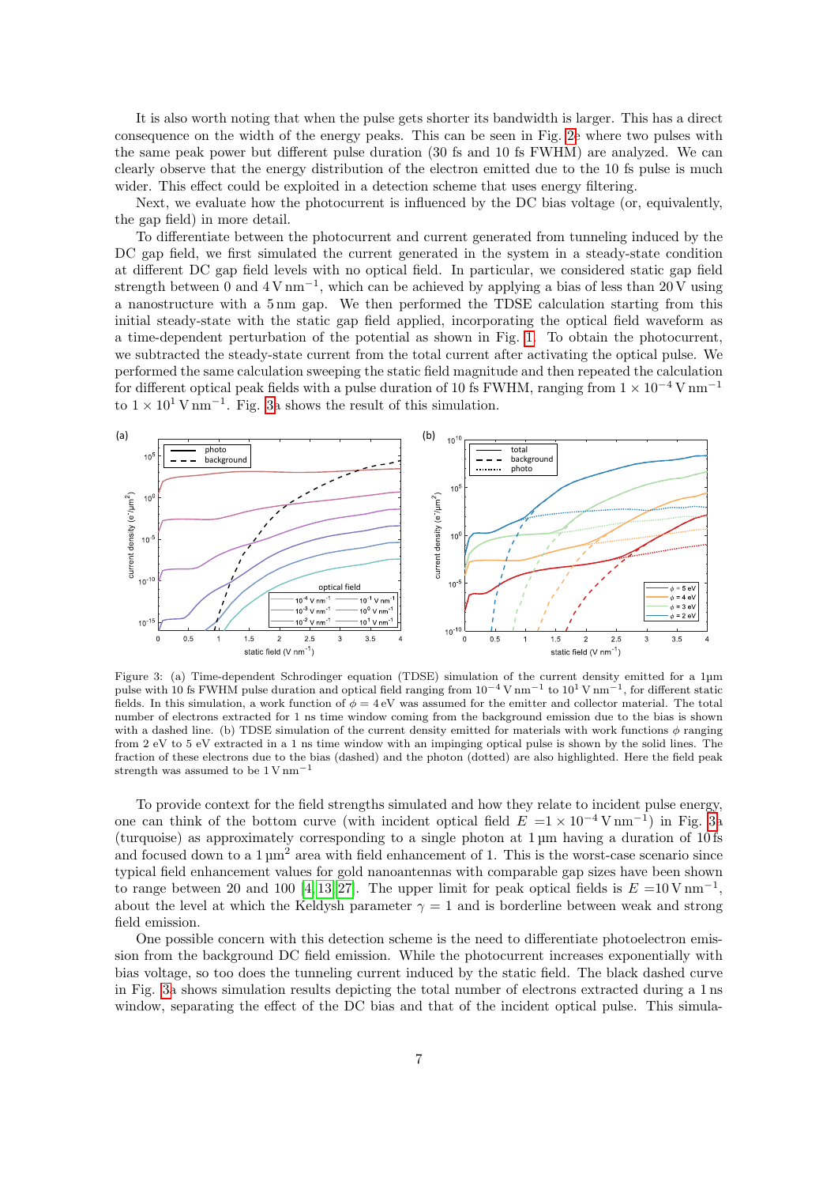It is also worth noting that when the pulse gets shorter its bandwidth is larger. This has a direct consequence on the width of the energy peaks. This can be seen in Fig. 2e where two pulses with the same peak power but different pulse duration (30 fs and 10 fs FWHM) are analyzed. We can clearly observe that the energy distribution of the electron emitted due to the 10 fs pulse is much wider. This effect could be exploited in a detection scheme that uses energy filtering.

Next, we evaluate how the photocurrent is influenced by the DC bias voltage (or, equivalently, the gap field) in more detail.

To differentiate between the photocurrent and current generated from tunneling induced by the DC gap field, we first simulated the current generated in the system in a steady-state condition at different DC gap field levels with no optical field. In particular, we considered static gap field strength between 0 and $4\,\mathrm{V\,nm^{-1}}$, which can be achieved by applying a bias of less than 20 V using a nanostructure with a 5 nm gap. We then performed the TDSE calculation starting from this initial steady-state with the static gap field applied, incorporating the optical field waveform as a time-dependent perturbation of the potential as shown in Fig. 1. To obtain the photocurrent, we subtracted the steady-state current from the total current after activating the optical pulse. We performed the same calculation sweeping the static field magnitude and then repeated the calculation for different optical peak fields with a pulse duration of 10 fs FWHM, ranging from $1 \times 10^{-4}\,\mathrm{V\,nm^{-1}}$ to $1 \times 10^{1}\,\mathrm{V\,nm^{-1}}$. Fig. 3a shows the result of this simulation.

Figure 3: (a) Time-dependent Schrodinger equation (TDSE) simulation of the current density emitted for a 1µm pulse with 10 fs FWHM pulse duration and optical field ranging from $10^{-4}\,\mathrm{V\,nm^{-1}}$ to $10^{1}\,\mathrm{V\,nm^{-1}}$, for different static fields. In this simulation, a work function of $\phi = 4\,\mathrm{eV}$ was assumed for the emitter and collector material. The total number of electrons extracted for 1 ns time window coming from the background emission due to the bias is shown with a dashed line. (b) TDSE simulation of the current density emitted for materials with work functions $\phi$ ranging from 2 eV to 5 eV extracted in a 1 ns time window with an impinging optical pulse is shown by the solid lines. The fraction of these electrons due to the bias (dashed) and the photon (dotted) are also highlighted. Here the field peak strength was assumed to be $1\,\mathrm{V\,nm^{-1}}$

To provide context for the field strengths simulated and how they relate to incident pulse energy, one can think of the bottom curve (with incident optical field $E = 1 \times 10^{-4}\,\mathrm{V\,nm^{-1}}$) in Fig. 3a (turquoise) as approximately corresponding to a single photon at 1 µm having a duration of 10 fs and focused down to a $1\,\mathrm{\mu m^2}$ area with field enhancement of 1. This is the worst-case scenario since typical field enhancement values for gold nanoantennas with comparable gap sizes have been shown to range between 20 and 100 [4, 13, 27]. The upper limit for peak optical fields is $E = 10\,\mathrm{V\,nm^{-1}}$, about the level at which the Keldysh parameter $\gamma = 1$ and is borderline between weak and strong field emission.

One possible concern with this detection scheme is the need to differentiate photoelectron emission from the background DC field emission. While the photocurrent increases exponentially with bias voltage, so too does the tunneling current induced by the static field. The black dashed curve in Fig. 3a shows simulation results depicting the total number of electrons extracted during a 1 ns window, separating the effect of the DC bias and that of the incident optical pulse. This simula-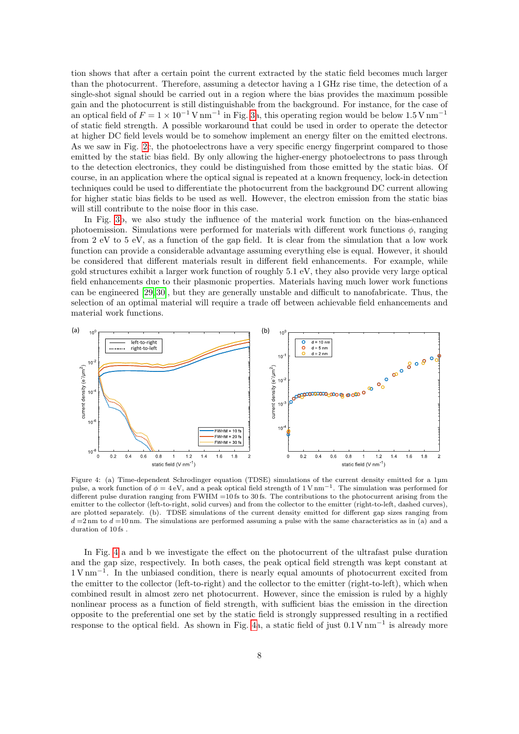tion shows that after a certain point the current extracted by the static field becomes much larger than the photocurrent. Therefore, assuming a detector having a 1 GHz rise time, the detection of a single-shot signal should be carried out in a region where the bias provides the maximum possible gain and the photocurrent is still distinguishable from the background. For instance, for the case of an optical field of $F = 1 \times 10^{-1}\,\mathrm{V\,nm^{-1}}$ in Fig. 3a, this operating region would be below $1.5\,\mathrm{V\,nm^{-1}}$ of static field strength. A possible workaround that could be used in order to operate the detector at higher DC field levels would be to somehow implement an energy filter on the emitted electrons. As we saw in Fig. 2c, the photoelectrons have a very specific energy fingerprint compared to those emitted by the static bias field. By only allowing the higher-energy photoelectrons to pass through to the detection electronics, they could be distinguished from those emitted by the static bias. Of course, in an application where the optical signal is repeated at a known frequency, lock-in detection techniques could be used to differentiate the photocurrent from the background DC current allowing for higher static bias fields to be used as well. However, the electron emission from the static bias will still contribute to the noise floor in this case.

In Fig. 3b, we also study the influence of the material work function on the bias-enhanced photoemission. Simulations were performed for materials with different work functions $\phi$, ranging from 2 eV to 5 eV, as a function of the gap field. It is clear from the simulation that a low work function can provide a considerable advantage assuming everything else is equal. However, it should be considered that different materials result in different field enhancements. For example, while gold structures exhibit a larger work function of roughly 5.1 eV, they also provide very large optical field enhancements due to their plasmonic properties. Materials having much lower work functions can be engineered [29][30], but they are generally unstable and difficult to nanofabricate. Thus, the selection of an optimal material will require a trade off between achievable field enhancements and material work functions.

Figure 4: (a) Time-dependent Schrodinger equation (TDSE) simulations of the current density emitted for a 1µm pulse, a work function of $\phi = 4\,\mathrm{eV}$, and a peak optical field strength of $1\,\mathrm{V\,nm^{-1}}$. The simulation was performed for different pulse duration ranging from FWHM =10 fs to 30 fs. The contributions to the photocurrent arising from the emitter to the collector (left-to-right, solid curves) and from the collector to the emitter (right-to-left, dashed curves), are plotted separately. (b). TDSE simulations of the current density emitted for different gap sizes ranging from $d = 2\,\mathrm{nm}$ to $d = 10\,\mathrm{nm}$. The simulations are performed assuming a pulse with the same characteristics as in (a) and a duration of 10 fs .

In Fig. 4 a and b we investigate the effect on the photocurrent of the ultrafast pulse duration and the gap size, respectively. In both cases, the peak optical field strength was kept constant at $1\,\mathrm{V\,nm^{-1}}$. In the unbiased condition, there is nearly equal amounts of photocurrent excited from the emitter to the collector (left-to-right) and the collector to the emitter (right-to-left), which when combined result in almost zero net photocurrent. However, since the emission is ruled by a highly nonlinear process as a function of field strength, with sufficient bias the emission in the direction opposite to the preferential one set by the static field is strongly suppressed resulting in a rectified response to the optical field. As shown in Fig. 4a, a static field of just $0.1\,\mathrm{V\,nm^{-1}}$ is already more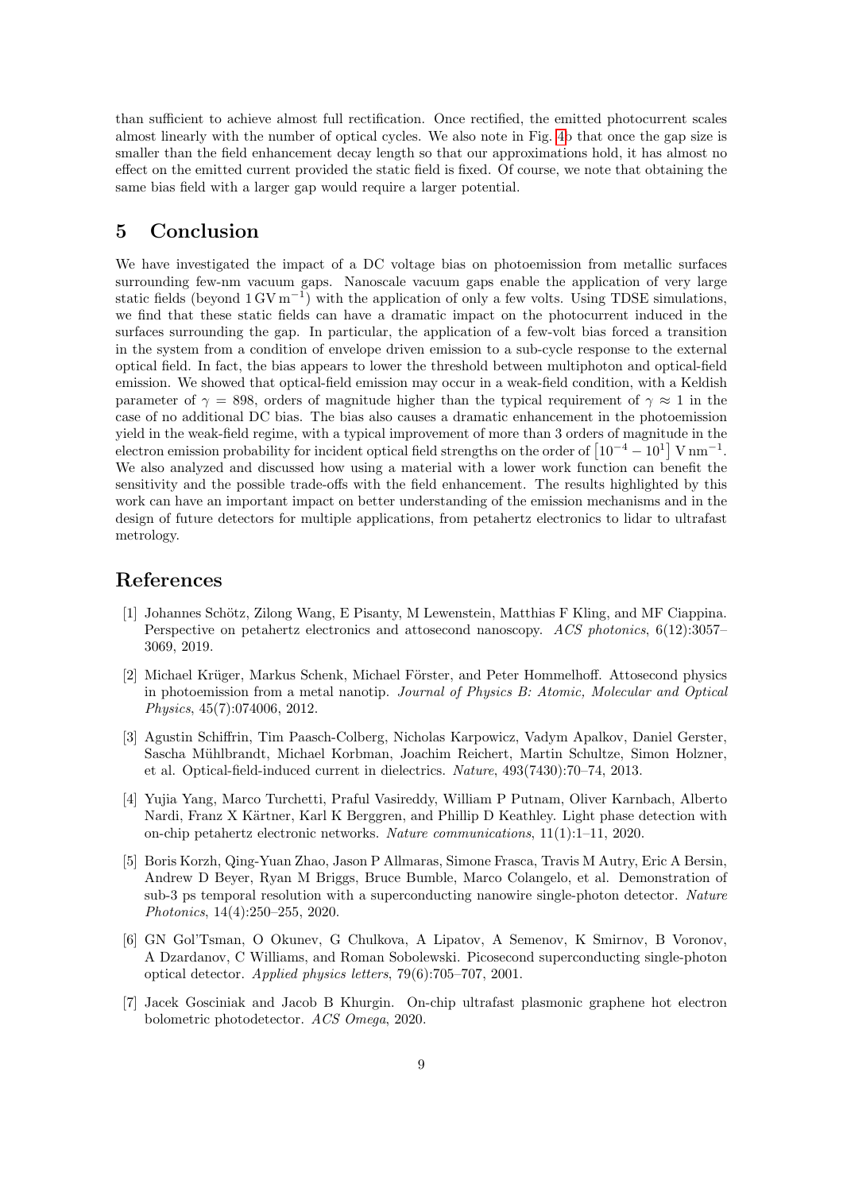than sufficient to achieve almost full rectification. Once rectified, the emitted photocurrent scales almost linearly with the number of optical cycles. We also note in Fig. 4b that once the gap size is smaller than the field enhancement decay length so that our approximations hold, it has almost no effect on the emitted current provided the static field is fixed. Of course, we note that obtaining the same bias field with a larger gap would require a larger potential.

## 5 Conclusion

We have investigated the impact of a DC voltage bias on photoemission from metallic surfaces surrounding few-nm vacuum gaps. Nanoscale vacuum gaps enable the application of very large static fields (beyond $1\,\mathrm{GV\,m^{-1}}$) with the application of only a few volts. Using TDSE simulations, we find that these static fields can have a dramatic impact on the photocurrent induced in the surfaces surrounding the gap. In particular, the application of a few-volt bias forced a transition in the system from a condition of envelope driven emission to a sub-cycle response to the external optical field. In fact, the bias appears to lower the threshold between multiphoton and optical-field emission. We showed that optical-field emission may occur in a weak-field condition, with a Keldish parameter of $\gamma = 898$, orders of magnitude higher than the typical requirement of $\gamma \approx 1$ in the case of no additional DC bias. The bias also causes a dramatic enhancement in the photoemission yield in the weak-field regime, with a typical improvement of more than 3 orders of magnitude in the electron emission probability for incident optical field strengths on the order of $\left[10^{-4} - 10^{1}\right]\,\mathrm{V\,nm^{-1}}$. We also analyzed and discussed how using a material with a lower work function can benefit the sensitivity and the possible trade-offs with the field enhancement. The results highlighted by this work can have an important impact on better understanding of the emission mechanisms and in the design of future detectors for multiple applications, from petahertz electronics to lidar to ultrafast metrology.

# References

[1] Johannes Schötz, Zilong Wang, E Pisanty, M Lewenstein, Matthias F Kling, and MF Ciappina. Perspective on petahertz electronics and attosecond nanoscopy. *ACS photonics*, 6(12):3057–3069, 2019.

[2] Michael Krüger, Markus Schenk, Michael Förster, and Peter Hommelhoff. Attosecond physics in photoemission from a metal nanotip. *Journal of Physics B: Atomic, Molecular and Optical Physics*, 45(7):074006, 2012.

[3] Agustin Schiffrin, Tim Paasch-Colberg, Nicholas Karpowicz, Vadym Apalkov, Daniel Gerster, Sascha Mühlbrandt, Michael Korbman, Joachim Reichert, Martin Schultze, Simon Holzner, et al. Optical-field-induced current in dielectrics. *Nature*, 493(7430):70–74, 2013.

[4] Yujia Yang, Marco Turchetti, Praful Vasireddy, William P Putnam, Oliver Karnbach, Alberto Nardi, Franz X Kärtner, Karl K Berggren, and Phillip D Keathley. Light phase detection with on-chip petahertz electronic networks. *Nature communications*, 11(1):1–11, 2020.

[5] Boris Korzh, Qing-Yuan Zhao, Jason P Allmaras, Simone Frasca, Travis M Autry, Eric A Bersin, Andrew D Beyer, Ryan M Briggs, Bruce Bumble, Marco Colangelo, et al. Demonstration of sub-3 ps temporal resolution with a superconducting nanowire single-photon detector. *Nature Photonics*, 14(4):250–255, 2020.

[6] GN Gol'Tsman, O Okunev, G Chulkova, A Lipatov, A Semenov, K Smirnov, B Voronov, A Dzardanov, C Williams, and Roman Sobolewski. Picosecond superconducting single-photon optical detector. *Applied physics letters*, 79(6):705–707, 2001.

[7] Jacek Gosciniak and Jacob B Khurgin. On-chip ultrafast plasmonic graphene hot electron bolometric photodetector. *ACS Omega*, 2020.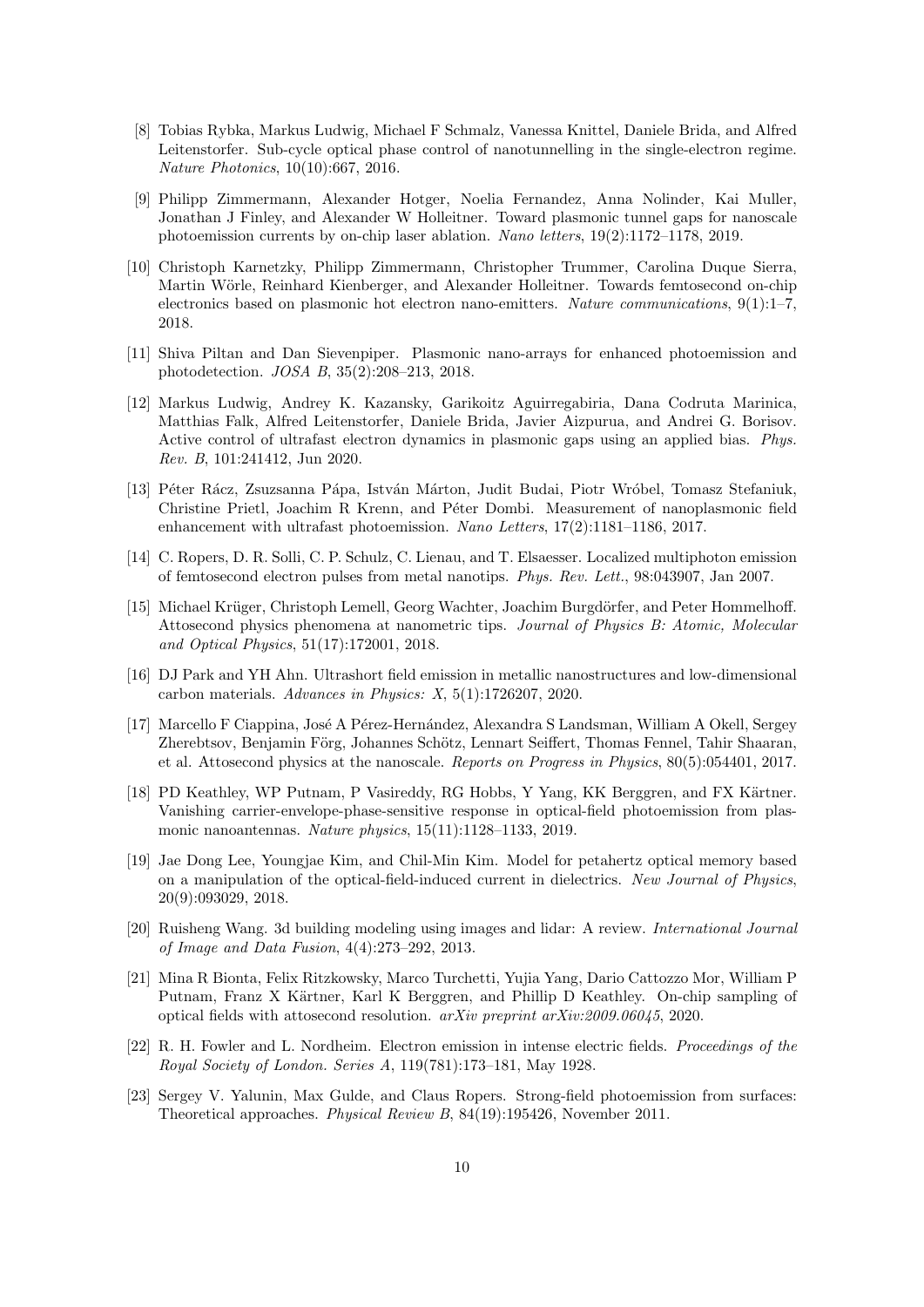[8] Tobias Rybka, Markus Ludwig, Michael F Schmalz, Vanessa Knittel, Daniele Brida, and Alfred Leitenstorfer. Sub-cycle optical phase control of nanotunnelling in the single-electron regime. *Nature Photonics*, 10(10):667, 2016.

[9] Philipp Zimmermann, Alexander Hotger, Noelia Fernandez, Anna Nolinder, Kai Muller, Jonathan J Finley, and Alexander W Holleitner. Toward plasmonic tunnel gaps for nanoscale photoemission currents by on-chip laser ablation. *Nano letters*, 19(2):1172–1178, 2019.

[10] Christoph Karnetzky, Philipp Zimmermann, Christopher Trummer, Carolina Duque Sierra, Martin Wörle, Reinhard Kienberger, and Alexander Holleitner. Towards femtosecond on-chip electronics based on plasmonic hot electron nano-emitters. *Nature communications*, 9(1):1–7, 2018.

[11] Shiva Piltan and Dan Sievenpiper. Plasmonic nano-arrays for enhanced photoemission and photodetection. *JOSA B*, 35(2):208–213, 2018.

[12] Markus Ludwig, Andrey K. Kazansky, Garikoitz Aguirregabiria, Dana Codruta Marinica, Matthias Falk, Alfred Leitenstorfer, Daniele Brida, Javier Aizpurua, and Andrei G. Borisov. Active control of ultrafast electron dynamics in plasmonic gaps using an applied bias. *Phys. Rev. B*, 101:241412, Jun 2020.

[13] Péter Rácz, Zsuzsanna Pápa, István Márton, Judit Budai, Piotr Wróbel, Tomasz Stefaniuk, Christine Prietl, Joachim R Krenn, and Péter Dombi. Measurement of nanoplasmonic field enhancement with ultrafast photoemission. *Nano Letters*, 17(2):1181–1186, 2017.

[14] C. Ropers, D. R. Solli, C. P. Schulz, C. Lienau, and T. Elsaesser. Localized multiphoton emission of femtosecond electron pulses from metal nanotips. *Phys. Rev. Lett.*, 98:043907, Jan 2007.

[15] Michael Krüger, Christoph Lemell, Georg Wachter, Joachim Burgdörfer, and Peter Hommelhoff. Attosecond physics phenomena at nanometric tips. *Journal of Physics B: Atomic, Molecular and Optical Physics*, 51(17):172001, 2018.

[16] DJ Park and YH Ahn. Ultrashort field emission in metallic nanostructures and low-dimensional carbon materials. *Advances in Physics: X*, 5(1):1726207, 2020.

[17] Marcello F Ciappina, José A Pérez-Hernández, Alexandra S Landsman, William A Okell, Sergey Zherebtsov, Benjamin Förg, Johannes Schötz, Lennart Seiffert, Thomas Fennel, Tahir Shaaran, et al. Attosecond physics at the nanoscale. *Reports on Progress in Physics*, 80(5):054401, 2017.

[18] PD Keathley, WP Putnam, P Vasireddy, RG Hobbs, Y Yang, KK Berggren, and FX Kärtner. Vanishing carrier-envelope-phase-sensitive response in optical-field photoemission from plasmonic nanoantennas. *Nature physics*, 15(11):1128–1133, 2019.

[19] Jae Dong Lee, Youngjae Kim, and Chil-Min Kim. Model for petahertz optical memory based on a manipulation of the optical-field-induced current in dielectrics. *New Journal of Physics*, 20(9):093029, 2018.

[20] Ruisheng Wang. 3d building modeling using images and lidar: A review. *International Journal of Image and Data Fusion*, 4(4):273–292, 2013.

[21] Mina R Bionta, Felix Ritzkowsky, Marco Turchetti, Yujia Yang, Dario Cattozzo Mor, William P Putnam, Franz X Kärtner, Karl K Berggren, and Phillip D Keathley. On-chip sampling of optical fields with attosecond resolution. *arXiv preprint arXiv:2009.06045*, 2020.

[22] R. H. Fowler and L. Nordheim. Electron emission in intense electric fields. *Proceedings of the Royal Society of London. Series A*, 119(781):173–181, May 1928.

[23] Sergey V. Yalunin, Max Gulde, and Claus Ropers. Strong-field photoemission from surfaces: Theoretical approaches. *Physical Review B*, 84(19):195426, November 2011.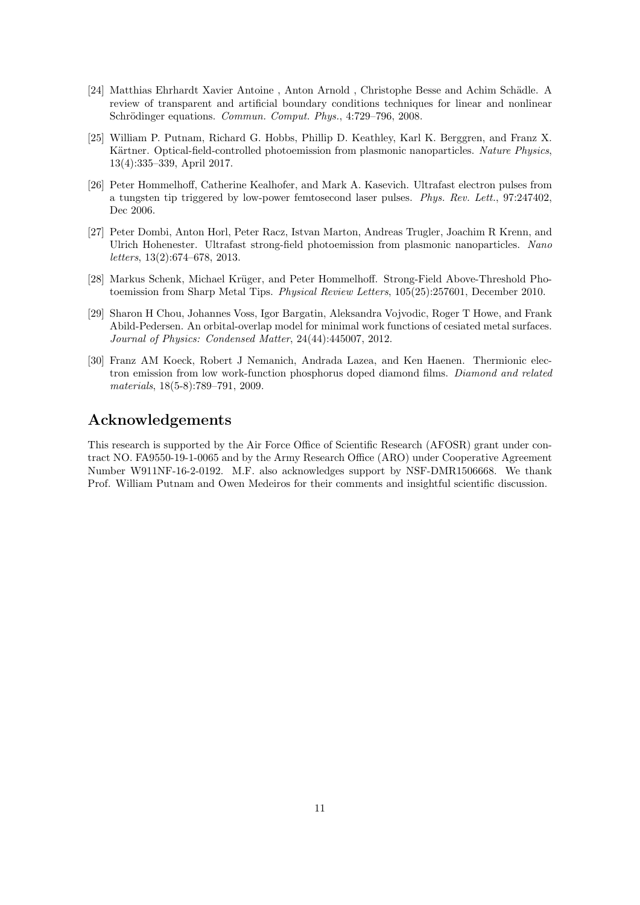[24] Matthias Ehrhardt Xavier Antoine , Anton Arnold , Christophe Besse and Achim Schädle. A review of transparent and artificial boundary conditions techniques for linear and nonlinear Schrödinger equations. *Commun. Comput. Phys.*, 4:729–796, 2008.

[25] William P. Putnam, Richard G. Hobbs, Phillip D. Keathley, Karl K. Berggren, and Franz X. Kärtner. Optical-field-controlled photoemission from plasmonic nanoparticles. *Nature Physics*, 13(4):335–339, April 2017.

[26] Peter Hommelhoff, Catherine Kealhofer, and Mark A. Kasevich. Ultrafast electron pulses from a tungsten tip triggered by low-power femtosecond laser pulses. *Phys. Rev. Lett.*, 97:247402, Dec 2006.

[27] Peter Dombi, Anton Horl, Peter Racz, Istvan Marton, Andreas Trugler, Joachim R Krenn, and Ulrich Hohenester. Ultrafast strong-field photoemission from plasmonic nanoparticles. *Nano letters*, 13(2):674–678, 2013.

[28] Markus Schenk, Michael Krüger, and Peter Hommelhoff. Strong-Field Above-Threshold Photoemission from Sharp Metal Tips. *Physical Review Letters*, 105(25):257601, December 2010.

[29] Sharon H Chou, Johannes Voss, Igor Bargatin, Aleksandra Vojvodic, Roger T Howe, and Frank Abild-Pedersen. An orbital-overlap model for minimal work functions of cesiated metal surfaces. *Journal of Physics: Condensed Matter*, 24(44):445007, 2012.

[30] Franz AM Koeck, Robert J Nemanich, Andrada Lazea, and Ken Haenen. Thermionic electron emission from low work-function phosphorus doped diamond films. *Diamond and related materials*, 18(5-8):789–791, 2009.

## Acknowledgements

This research is supported by the Air Force Office of Scientific Research (AFOSR) grant under contract NO. FA9550-19-1-0065 and by the Army Research Office (ARO) under Cooperative Agreement Number W911NF-16-2-0192. M.F. also acknowledges support by NSF-DMR1506668. We thank Prof. William Putnam and Owen Medeiros for their comments and insightful scientific discussion.